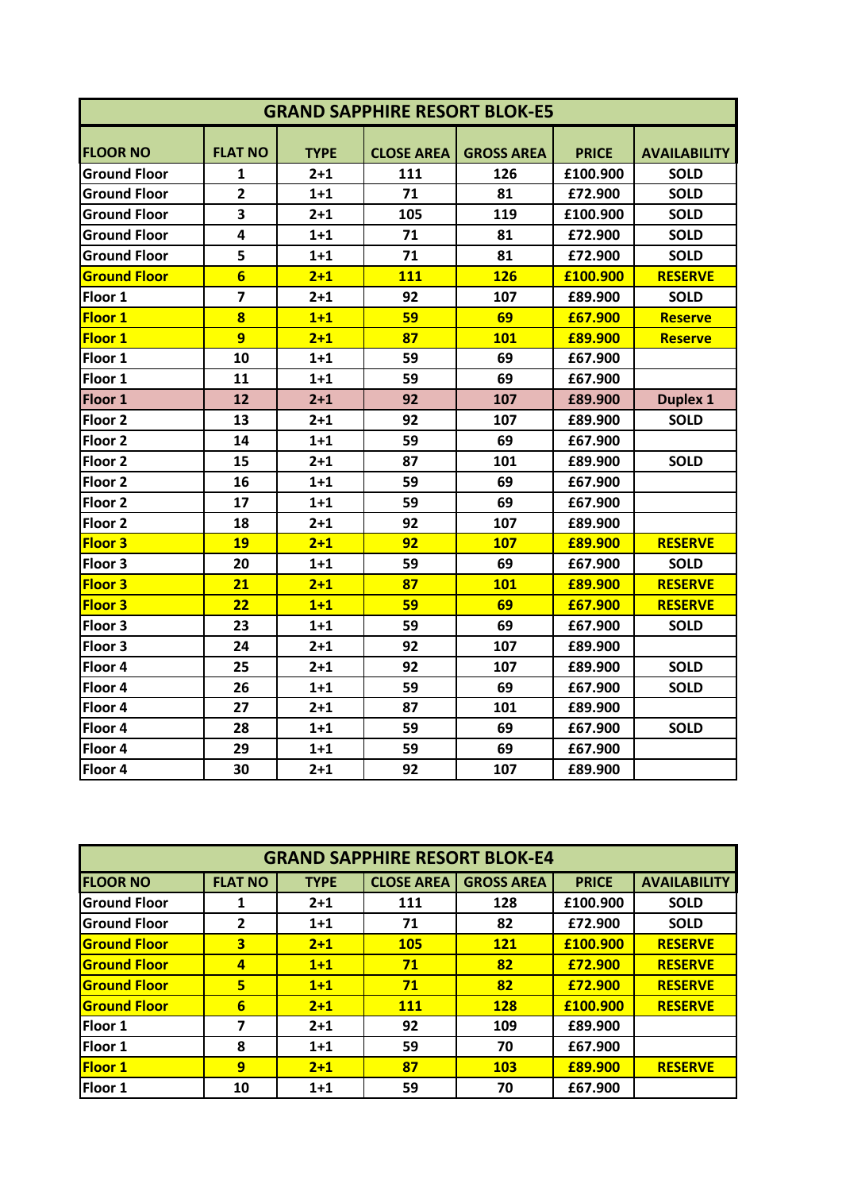| GRAND SAPPHIRE RESORT BLOK-E5 | | | | | | |
|---|---|---|---|---|---|---|
| **FLOOR NO** | **FLAT NO** | **TYPE** | **CLOSE AREA** | **GROSS AREA** | **PRICE** | **AVAILABILITY** |
| Ground Floor | 1 | 2+1 | 111 | 126 | £100.900 | SOLD |
| Ground Floor | 2 | 1+1 | 71 | 81 | £72.900 | SOLD |
| Ground Floor | 3 | 2+1 | 105 | 119 | £100.900 | SOLD |
| Ground Floor | 4 | 1+1 | 71 | 81 | £72.900 | SOLD |
| Ground Floor | 5 | 1+1 | 71 | 81 | £72.900 | SOLD |
| Ground Floor | 6 | 2+1 | 111 | 126 | £100.900 | RESERVE |
| Floor 1 | 7 | 2+1 | 92 | 107 | £89.900 | SOLD |
| Floor 1 | 8 | 1+1 | 59 | 69 | £67.900 | Reserve |
| Floor 1 | 9 | 2+1 | 87 | 101 | £89.900 | Reserve |
| Floor 1 | 10 | 1+1 | 59 | 69 | £67.900 | |
| Floor 1 | 11 | 1+1 | 59 | 69 | £67.900 | |
| Floor 1 | 12 | 2+1 | 92 | 107 | £89.900 | Duplex 1 |
| Floor 2 | 13 | 2+1 | 92 | 107 | £89.900 | SOLD |
| Floor 2 | 14 | 1+1 | 59 | 69 | £67.900 | |
| Floor 2 | 15 | 2+1 | 87 | 101 | £89.900 | SOLD |
| Floor 2 | 16 | 1+1 | 59 | 69 | £67.900 | |
| Floor 2 | 17 | 1+1 | 59 | 69 | £67.900 | |
| Floor 2 | 18 | 2+1 | 92 | 107 | £89.900 | |
| Floor 3 | 19 | 2+1 | 92 | 107 | £89.900 | RESERVE |
| Floor 3 | 20 | 1+1 | 59 | 69 | £67.900 | SOLD |
| Floor 3 | 21 | 2+1 | 87 | 101 | £89.900 | RESERVE |
| Floor 3 | 22 | 1+1 | 59 | 69 | £67.900 | RESERVE |
| Floor 3 | 23 | 1+1 | 59 | 69 | £67.900 | SOLD |
| Floor 3 | 24 | 2+1 | 92 | 107 | £89.900 | |
| Floor 4 | 25 | 2+1 | 92 | 107 | £89.900 | SOLD |
| Floor 4 | 26 | 1+1 | 59 | 69 | £67.900 | SOLD |
| Floor 4 | 27 | 2+1 | 87 | 101 | £89.900 | |
| Floor 4 | 28 | 1+1 | 59 | 69 | £67.900 | SOLD |
| Floor 4 | 29 | 1+1 | 59 | 69 | £67.900 | |
| Floor 4 | 30 | 2+1 | 92 | 107 | £89.900 | |

| GRAND SAPPHIRE RESORT BLOK-E4 | | | | | | |
|---|---|---|---|---|---|---|
| **FLOOR NO** | **FLAT NO** | **TYPE** | **CLOSE AREA** | **GROSS AREA** | **PRICE** | **AVAILABILITY** |
| Ground Floor | 1 | 2+1 | 111 | 128 | £100.900 | SOLD |
| Ground Floor | 2 | 1+1 | 71 | 82 | £72.900 | SOLD |
| Ground Floor | 3 | 2+1 | 105 | 121 | £100.900 | RESERVE |
| Ground Floor | 4 | 1+1 | 71 | 82 | £72.900 | RESERVE |
| Ground Floor | 5 | 1+1 | 71 | 82 | £72.900 | RESERVE |
| Ground Floor | 6 | 2+1 | 111 | 128 | £100.900 | RESERVE |
| Floor 1 | 7 | 2+1 | 92 | 109 | £89.900 | |
| Floor 1 | 8 | 1+1 | 59 | 70 | £67.900 | |
| Floor 1 | 9 | 2+1 | 87 | 103 | £89.900 | RESERVE |
| Floor 1 | 10 | 1+1 | 59 | 70 | £67.900 | |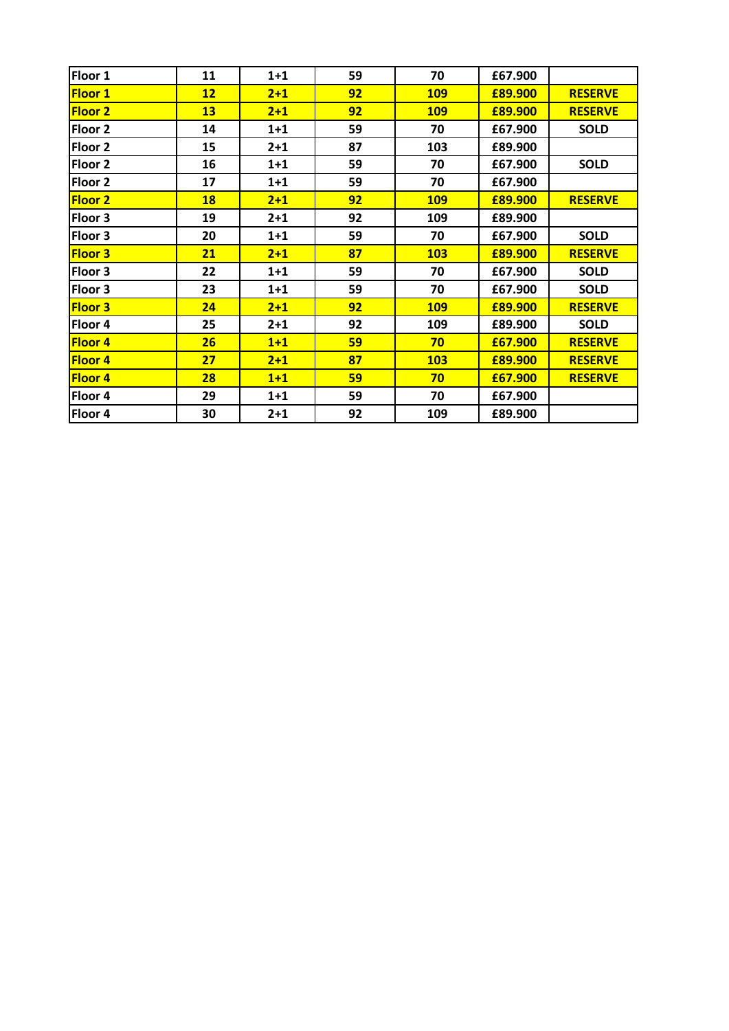| | | | | | | |
|---|---|---|---|---|---|---|
| **Floor 1** | **11** | **1+1** | **59** | **70** | **£67.900** | |
| **Floor 1** | **12** | **2+1** | **92** | **109** | **£89.900** | **RESERVE** |
| **Floor 2** | **13** | **2+1** | **92** | **109** | **£89.900** | **RESERVE** |
| **Floor 2** | **14** | **1+1** | **59** | **70** | **£67.900** | **SOLD** |
| **Floor 2** | **15** | **2+1** | **87** | **103** | **£89.900** | |
| **Floor 2** | **16** | **1+1** | **59** | **70** | **£67.900** | **SOLD** |
| **Floor 2** | **17** | **1+1** | **59** | **70** | **£67.900** | |
| **Floor 2** | **18** | **2+1** | **92** | **109** | **£89.900** | **RESERVE** |
| **Floor 3** | **19** | **2+1** | **92** | **109** | **£89.900** | |
| **Floor 3** | **20** | **1+1** | **59** | **70** | **£67.900** | **SOLD** |
| **Floor 3** | **21** | **2+1** | **87** | **103** | **£89.900** | **RESERVE** |
| **Floor 3** | **22** | **1+1** | **59** | **70** | **£67.900** | **SOLD** |
| **Floor 3** | **23** | **1+1** | **59** | **70** | **£67.900** | **SOLD** |
| **Floor 3** | **24** | **2+1** | **92** | **109** | **£89.900** | **RESERVE** |
| **Floor 4** | **25** | **2+1** | **92** | **109** | **£89.900** | **SOLD** |
| **Floor 4** | **26** | **1+1** | **59** | **70** | **£67.900** | **RESERVE** |
| **Floor 4** | **27** | **2+1** | **87** | **103** | **£89.900** | **RESERVE** |
| **Floor 4** | **28** | **1+1** | **59** | **70** | **£67.900** | **RESERVE** |
| **Floor 4** | **29** | **1+1** | **59** | **70** | **£67.900** | |
| **Floor 4** | **30** | **2+1** | **92** | **109** | **£89.900** | |